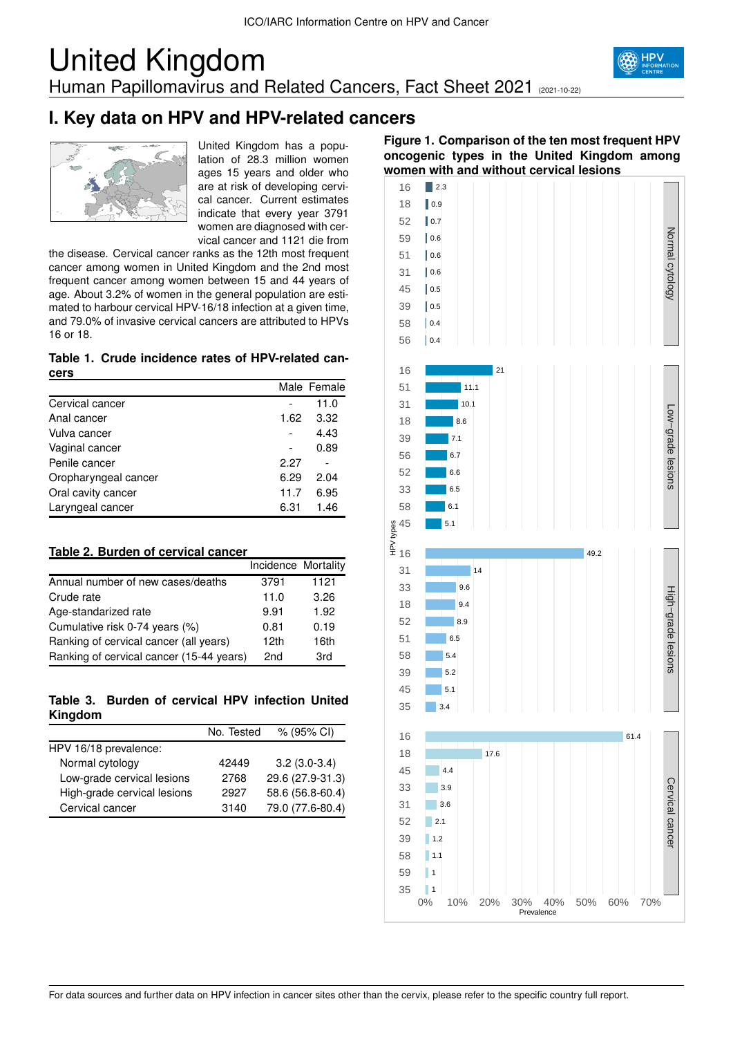# United Kingdom

Human Papillomavirus and Related Cancers, Fact Sheet 2021 (2021-10-22)

## I. Key data on HPV and HPV-related cancers

United Kingdom has a population of 28.3 million women ages 15 years and older who are at risk of developing cervical cancer. Current estimates indicate that every year 3791 women are diagnosed with cervical cancer and 1121 die from the disease. Cervical cancer ranks as the 12th most frequent cancer among women in United Kingdom and the 2nd most frequent cancer among women between 15 and 44 years of age. About 3.2% of women in the general population are estimated to harbour cervical HPV-16/18 infection at a given time, and 79.0% of invasive cervical cancers are attributed to HPVs 16 or 18.

**Table 1. Crude incidence rates of HPV-related cancers**

| | Male | Female |
|---|---|---|
| Cervical cancer | - | 11.0 |
| Anal cancer | 1.62 | 3.32 |
| Vulva cancer | - | 4.43 |
| Vaginal cancer | - | 0.89 |
| Penile cancer | 2.27 | - |
| Oropharyngeal cancer | 6.29 | 2.04 |
| Oral cavity cancer | 11.7 | 6.95 |
| Laryngeal cancer | 6.31 | 1.46 |

**Table 2. Burden of cervical cancer**

| | Incidence | Mortality |
|---|---|---|
| Annual number of new cases/deaths | 3791 | 1121 |
| Crude rate | 11.0 | 3.26 |
| Age-standarized rate | 9.91 | 1.92 |
| Cumulative risk 0-74 years (%) | 0.81 | 0.19 |
| Ranking of cervical cancer (all years) | 12th | 16th |
| Ranking of cervical cancer (15-44 years) | 2nd | 3rd |

**Table 3. Burden of cervical HPV infection United Kingdom**

| | No. Tested | % (95% CI) |
|---|---|---|
| HPV 16/18 prevalence: | | |
| Normal cytology | 42449 | 3.2 (3.0-3.4) |
| Low-grade cervical lesions | 2768 | 29.6 (27.9-31.3) |
| High-grade cervical lesions | 2927 | 58.6 (56.8-60.4) |
| Cervical cancer | 3140 | 79.0 (77.6-80.4) |

**Figure 1. Comparison of the ten most frequent HPV oncogenic types in the United Kingdom among women with and without cervical lesions**

| Group | HPV type | Prevalence (%) |
|---|---|---|
| Normal cytology | 16 | 2.3 |
| | 18 | 0.9 |
| | 52 | 0.7 |
| | 59 | 0.6 |
| | 51 | 0.6 |
| | 31 | 0.6 |
| | 45 | 0.5 |
| | 39 | 0.5 |
| | 58 | 0.4 |
| | 56 | 0.4 |
| Low-grade lesions | 16 | 21 |
| | 51 | 11.1 |
| | 31 | 10.1 |
| | 18 | 8.6 |
| | 39 | 7.1 |
| | 56 | 6.7 |
| | 52 | 6.6 |
| | 33 | 6.5 |
| | 58 | 6.1 |
| | 45 | 5.1 |
| High-grade lesions | 16 | 49.2 |
| | 31 | 14 |
| | 33 | 9.6 |
| | 18 | 9.4 |
| | 52 | 8.9 |
| | 51 | 6.5 |
| | 58 | 5.4 |
| | 39 | 5.2 |
| | 45 | 5.1 |
| | 35 | 3.4 |
| Cervical cancer | 16 | 61.4 |
| | 18 | 17.6 |
| | 45 | 4.4 |
| | 33 | 3.9 |
| | 31 | 3.6 |
| | 52 | 2.1 |
| | 39 | 1.2 |
| | 58 | 1.1 |
| | 59 | 1 |
| | 35 | 1 |

For data sources and further data on HPV infection in cancer sites other than the cervix, please refer to the specific country full report.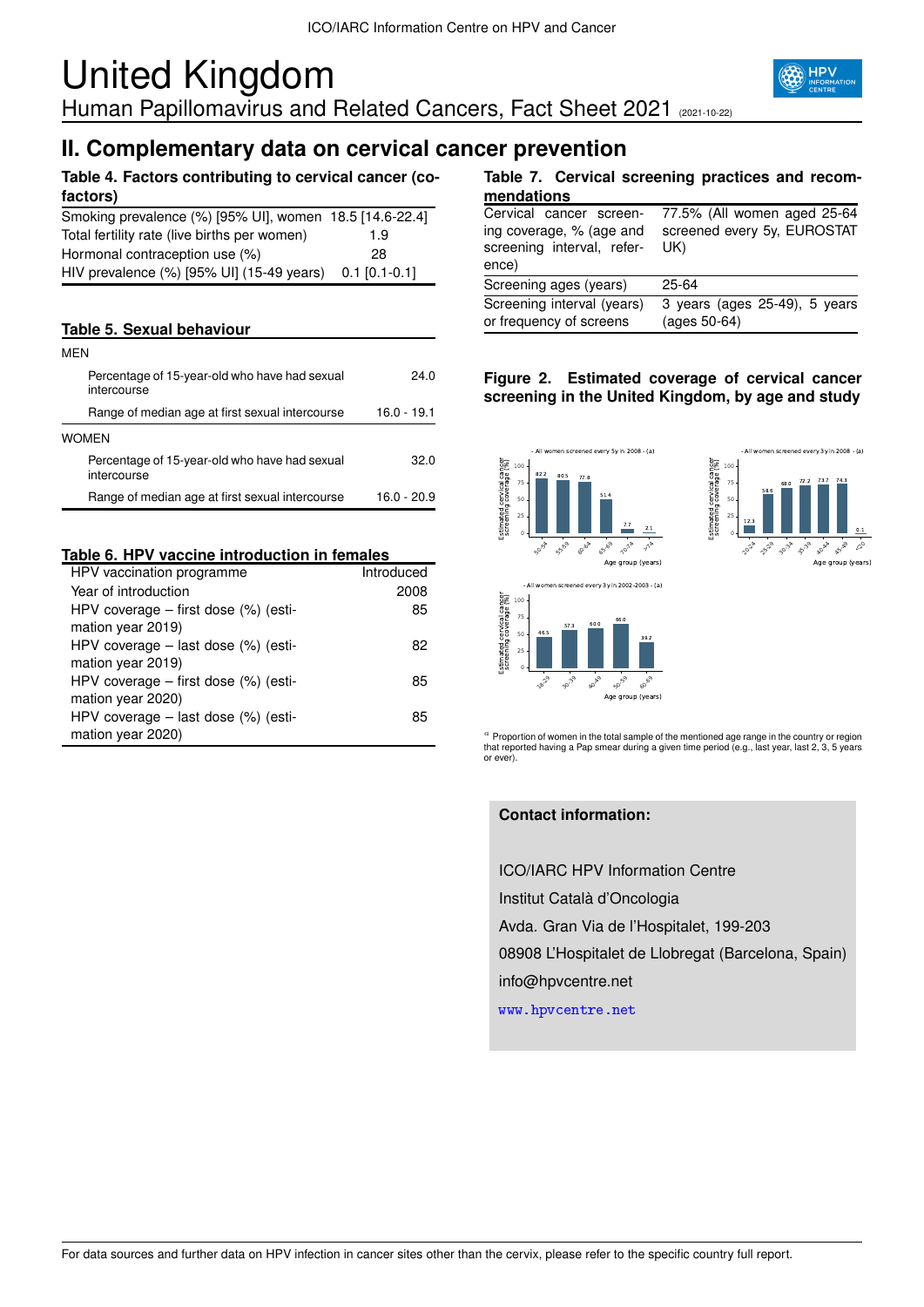ICO/IARC Information Centre on HPV and Cancer

# United Kingdom

Human Papillomavirus and Related Cancers, Fact Sheet 2021 (2021-10-22)

## II. Complementary data on cervical cancer prevention

### Table 4. Factors contributing to cervical cancer (cofactors)

| | |
|---|---|
| Smoking prevalence (%) [95% UI], women | 18.5 [14.6-22.4] |
| Total fertility rate (live births per women) | 1.9 |
| Hormonal contraception use (%) | 28 |
| HIV prevalence (%) [95% UI] (15-49 years) | 0.1 [0.1-0.1] |

### Table 5. Sexual behaviour

| | |
|---|---|
| **MEN** | |
| Percentage of 15-year-old who have had sexual intercourse | 24.0 |
| Range of median age at first sexual intercourse | 16.0 - 19.1 |
| **WOMEN** | |
| Percentage of 15-year-old who have had sexual intercourse | 32.0 |
| Range of median age at first sexual intercourse | 16.0 - 20.9 |

### Table 6. HPV vaccine introduction in females

| | |
|---|---|
| HPV vaccination programme | Introduced |
| Year of introduction | 2008 |
| HPV coverage – first dose (%) (estimation year 2019) | 85 |
| HPV coverage – last dose (%) (estimation year 2019) | 82 |
| HPV coverage – first dose (%) (estimation year 2020) | 85 |
| HPV coverage – last dose (%) (estimation year 2020) | 85 |

### Table 7. Cervical screening practices and recommendations

| | |
|---|---|
| Cervical cancer screening coverage, % (age and screening interval, reference) | 77.5% (All women aged 25-64 screened every 5y, EUROSTAT UK) |
| Screening ages (years) | 25-64 |
| Screening interval (years) or frequency of screens | 3 years (ages 25-49), 5 years (ages 50-64) |

### Figure 2. Estimated coverage of cervical cancer screening in the United Kingdom, by age and study

- All women screened every 5y in 2008 - (a)

Estimated cervical cancer screening coverage (%)

82.2, 80.5, 77.8, 51.4, 7.7, 2.1

50-54, 55-59, 60-64, 65-69, 70-74, >74

Age group (years)

- All women screened every 3y in 2008 - (a)

Estimated cervical cancer screening coverage (%)

12.3, 58.6, 68.0, 72.2, 73.7, 74.3, 0.1

20-24, 25-29, 30-34, 35-39, 40-44, 45-49, <20

Age group (years)

- All women screened every 3y in 2002-2003 - (a)

Estimated cervical cancer screening coverage (%)

46.5, 57.3, 60.0, 66.0, 39.2

18-29, 30-39, 40-49, 50-59, 60-69

Age group (years)

[a] Proportion of women in the total sample of the mentioned age range in the country or region that reported having a Pap smear during a given time period (e.g., last year, last 2, 3, 5 years or ever).

**Contact information:**

ICO/IARC HPV Information Centre
Institut Català d'Oncologia
Avda. Gran Via de l'Hospitalet, 199-203
08908 L'Hospitalet de Llobregat (Barcelona, Spain)
info@hpvcentre.net
www.hpvcentre.net

For data sources and further data on HPV infection in cancer sites other than the cervix, please refer to the specific country full report.